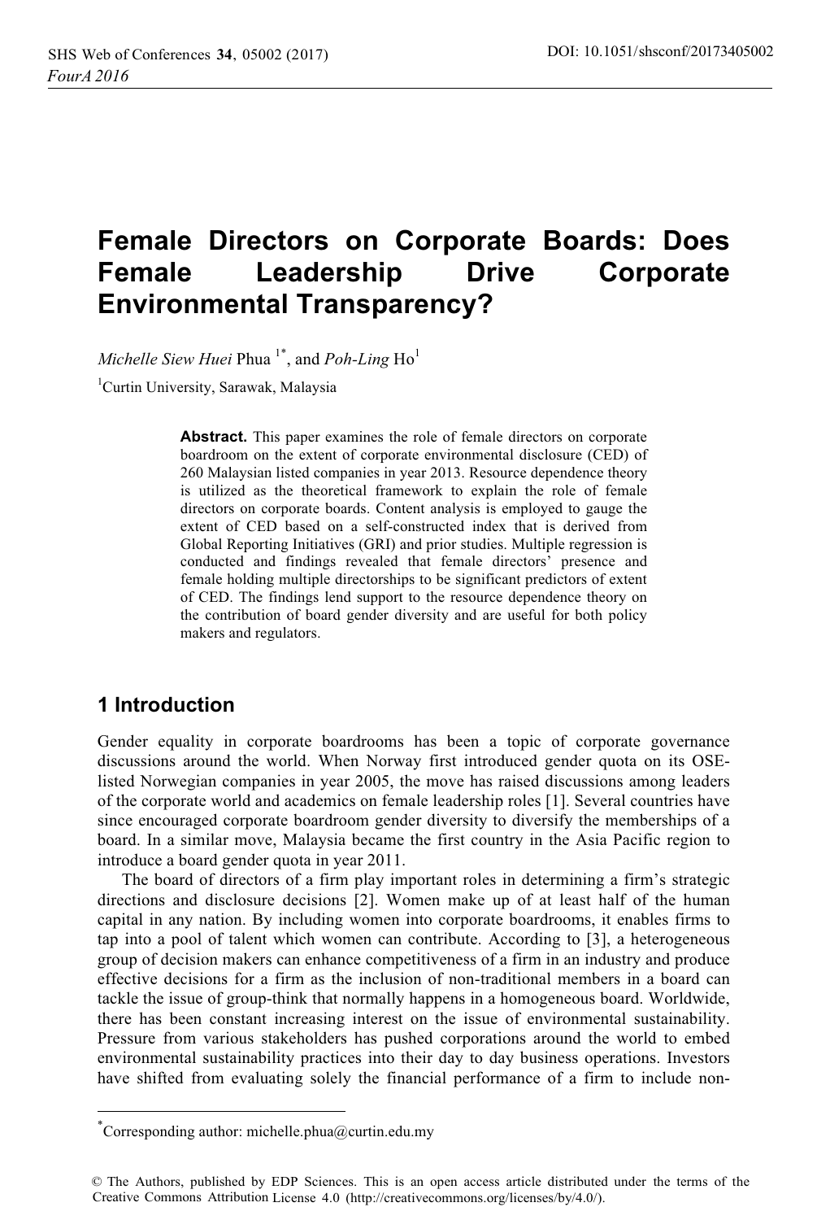# Female Directors on Corporate Boards: Does Female Leadership Drive Corporate Environmental Transparency?

*Michelle Siew Huei* Phua [1*], and *Poh-Ling* Ho[1]

[1]Curtin University, Sarawak, Malaysia

**Abstract.** This paper examines the role of female directors on corporate boardroom on the extent of corporate environmental disclosure (CED) of 260 Malaysian listed companies in year 2013. Resource dependence theory is utilized as the theoretical framework to explain the role of female directors on corporate boards. Content analysis is employed to gauge the extent of CED based on a self-constructed index that is derived from Global Reporting Initiatives (GRI) and prior studies. Multiple regression is conducted and findings revealed that female directors' presence and female holding multiple directorships to be significant predictors of extent of CED. The findings lend support to the resource dependence theory on the contribution of board gender diversity and are useful for both policy makers and regulators.

## 1 Introduction

Gender equality in corporate boardrooms has been a topic of corporate governance discussions around the world. When Norway first introduced gender quota on its OSE-listed Norwegian companies in year 2005, the move has raised discussions among leaders of the corporate world and academics on female leadership roles [1]. Several countries have since encouraged corporate boardroom gender diversity to diversify the memberships of a board. In a similar move, Malaysia became the first country in the Asia Pacific region to introduce a board gender quota in year 2011.

The board of directors of a firm play important roles in determining a firm's strategic directions and disclosure decisions [2]. Women make up of at least half of the human capital in any nation. By including women into corporate boardrooms, it enables firms to tap into a pool of talent which women can contribute. According to [3], a heterogeneous group of decision makers can enhance competitiveness of a firm in an industry and produce effective decisions for a firm as the inclusion of non-traditional members in a board can tackle the issue of group-think that normally happens in a homogeneous board. Worldwide, there has been constant increasing interest on the issue of environmental sustainability. Pressure from various stakeholders has pushed corporations around the world to embed environmental sustainability practices into their day to day business operations. Investors have shifted from evaluating solely the financial performance of a firm to include non-

*Corresponding author: michelle.phua@curtin.edu.my

© The Authors, published by EDP Sciences. This is an open access article distributed under the terms of the Creative Commons Attribution License 4.0 (http://creativecommons.org/licenses/by/4.0/).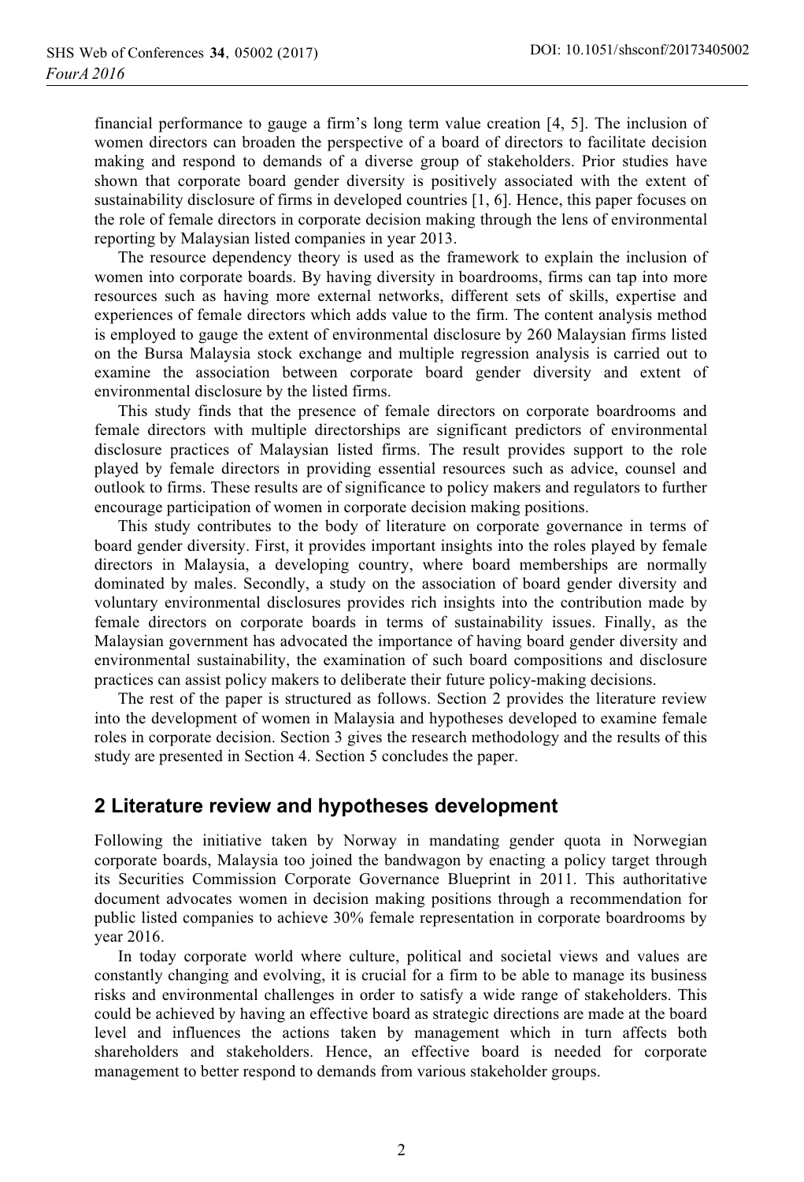financial performance to gauge a firm's long term value creation [4, 5]. The inclusion of women directors can broaden the perspective of a board of directors to facilitate decision making and respond to demands of a diverse group of stakeholders. Prior studies have shown that corporate board gender diversity is positively associated with the extent of sustainability disclosure of firms in developed countries [1, 6]. Hence, this paper focuses on the role of female directors in corporate decision making through the lens of environmental reporting by Malaysian listed companies in year 2013.

The resource dependency theory is used as the framework to explain the inclusion of women into corporate boards. By having diversity in boardrooms, firms can tap into more resources such as having more external networks, different sets of skills, expertise and experiences of female directors which adds value to the firm. The content analysis method is employed to gauge the extent of environmental disclosure by 260 Malaysian firms listed on the Bursa Malaysia stock exchange and multiple regression analysis is carried out to examine the association between corporate board gender diversity and extent of environmental disclosure by the listed firms.

This study finds that the presence of female directors on corporate boardrooms and female directors with multiple directorships are significant predictors of environmental disclosure practices of Malaysian listed firms. The result provides support to the role played by female directors in providing essential resources such as advice, counsel and outlook to firms. These results are of significance to policy makers and regulators to further encourage participation of women in corporate decision making positions.

This study contributes to the body of literature on corporate governance in terms of board gender diversity. First, it provides important insights into the roles played by female directors in Malaysia, a developing country, where board memberships are normally dominated by males. Secondly, a study on the association of board gender diversity and voluntary environmental disclosures provides rich insights into the contribution made by female directors on corporate boards in terms of sustainability issues. Finally, as the Malaysian government has advocated the importance of having board gender diversity and environmental sustainability, the examination of such board compositions and disclosure practices can assist policy makers to deliberate their future policy-making decisions.

The rest of the paper is structured as follows. Section 2 provides the literature review into the development of women in Malaysia and hypotheses developed to examine female roles in corporate decision. Section 3 gives the research methodology and the results of this study are presented in Section 4. Section 5 concludes the paper.

## 2 Literature review and hypotheses development

Following the initiative taken by Norway in mandating gender quota in Norwegian corporate boards, Malaysia too joined the bandwagon by enacting a policy target through its Securities Commission Corporate Governance Blueprint in 2011. This authoritative document advocates women in decision making positions through a recommendation for public listed companies to achieve 30% female representation in corporate boardrooms by year 2016.

In today corporate world where culture, political and societal views and values are constantly changing and evolving, it is crucial for a firm to be able to manage its business risks and environmental challenges in order to satisfy a wide range of stakeholders. This could be achieved by having an effective board as strategic directions are made at the board level and influences the actions taken by management which in turn affects both shareholders and stakeholders. Hence, an effective board is needed for corporate management to better respond to demands from various stakeholder groups.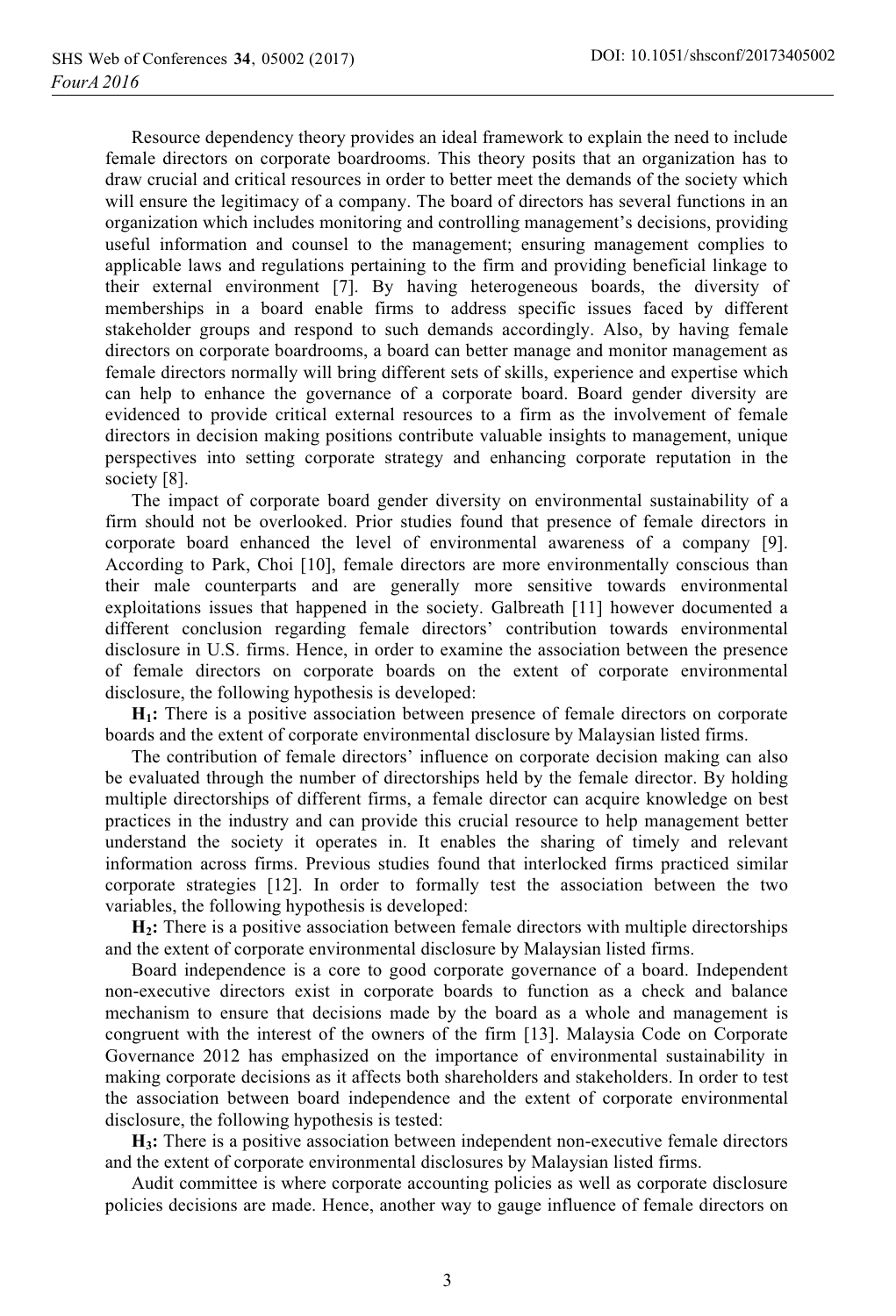Resource dependency theory provides an ideal framework to explain the need to include female directors on corporate boardrooms. This theory posits that an organization has to draw crucial and critical resources in order to better meet the demands of the society which will ensure the legitimacy of a company. The board of directors has several functions in an organization which includes monitoring and controlling management's decisions, providing useful information and counsel to the management; ensuring management complies to applicable laws and regulations pertaining to the firm and providing beneficial linkage to their external environment [7]. By having heterogeneous boards, the diversity of memberships in a board enable firms to address specific issues faced by different stakeholder groups and respond to such demands accordingly. Also, by having female directors on corporate boardrooms, a board can better manage and monitor management as female directors normally will bring different sets of skills, experience and expertise which can help to enhance the governance of a corporate board. Board gender diversity are evidenced to provide critical external resources to a firm as the involvement of female directors in decision making positions contribute valuable insights to management, unique perspectives into setting corporate strategy and enhancing corporate reputation in the society [8].

The impact of corporate board gender diversity on environmental sustainability of a firm should not be overlooked. Prior studies found that presence of female directors in corporate board enhanced the level of environmental awareness of a company [9]. According to Park, Choi [10], female directors are more environmentally conscious than their male counterparts and are generally more sensitive towards environmental exploitations issues that happened in the society. Galbreath [11] however documented a different conclusion regarding female directors' contribution towards environmental disclosure in U.S. firms. Hence, in order to examine the association between the presence of female directors on corporate boards on the extent of corporate environmental disclosure, the following hypothesis is developed:

**$H_1$:** There is a positive association between presence of female directors on corporate boards and the extent of corporate environmental disclosure by Malaysian listed firms.

The contribution of female directors' influence on corporate decision making can also be evaluated through the number of directorships held by the female director. By holding multiple directorships of different firms, a female director can acquire knowledge on best practices in the industry and can provide this crucial resource to help management better understand the society it operates in. It enables the sharing of timely and relevant information across firms. Previous studies found that interlocked firms practiced similar corporate strategies [12]. In order to formally test the association between the two variables, the following hypothesis is developed:

**$H_2$:** There is a positive association between female directors with multiple directorships and the extent of corporate environmental disclosure by Malaysian listed firms.

Board independence is a core to good corporate governance of a board. Independent non-executive directors exist in corporate boards to function as a check and balance mechanism to ensure that decisions made by the board as a whole and management is congruent with the interest of the owners of the firm [13]. Malaysia Code on Corporate Governance 2012 has emphasized on the importance of environmental sustainability in making corporate decisions as it affects both shareholders and stakeholders. In order to test the association between board independence and the extent of corporate environmental disclosure, the following hypothesis is tested:

**$H_3$:** There is a positive association between independent non-executive female directors and the extent of corporate environmental disclosures by Malaysian listed firms.

Audit committee is where corporate accounting policies as well as corporate disclosure policies decisions are made. Hence, another way to gauge influence of female directors on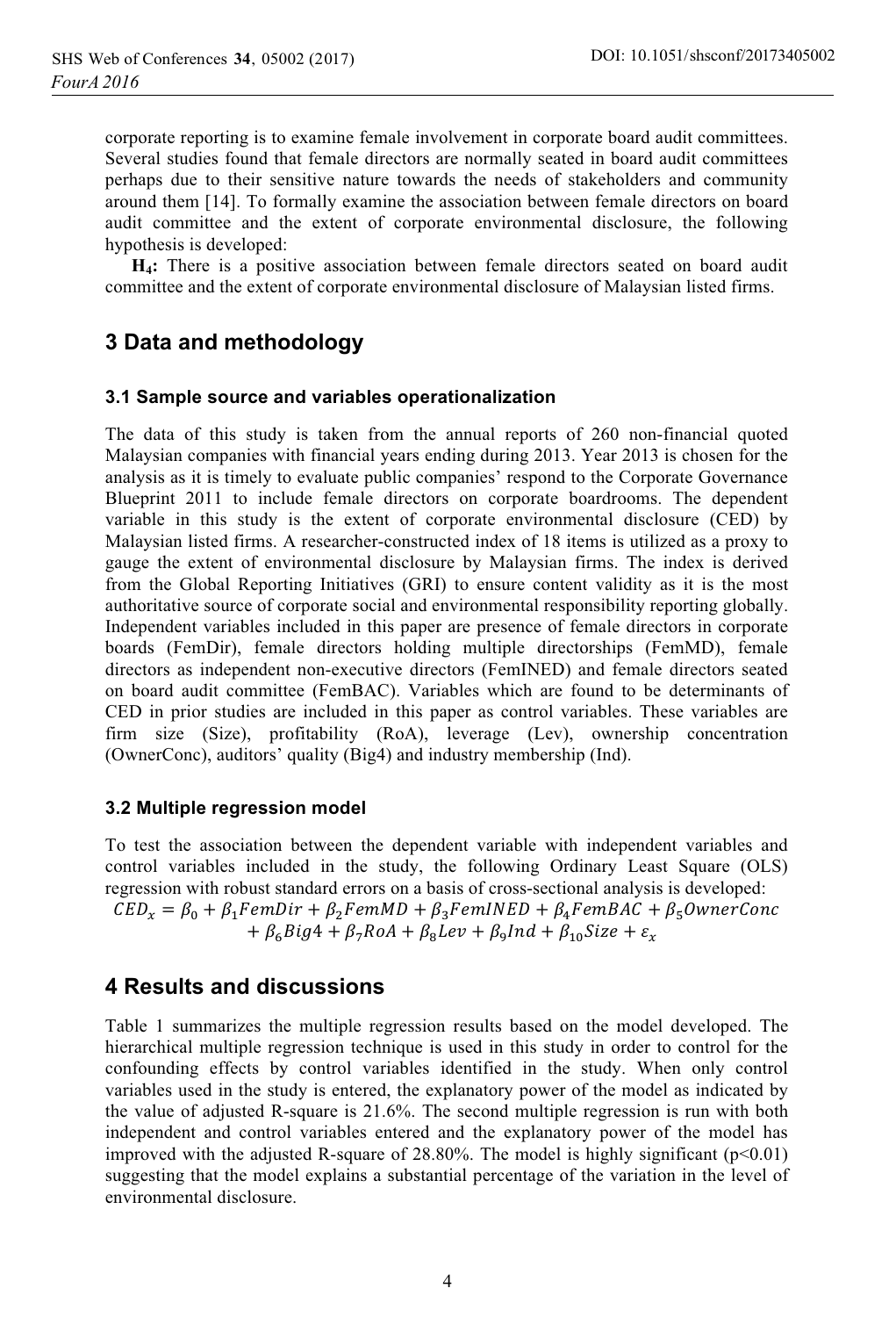corporate reporting is to examine female involvement in corporate board audit committees. Several studies found that female directors are normally seated in board audit committees perhaps due to their sensitive nature towards the needs of stakeholders and community around them [14]. To formally examine the association between female directors on board audit committee and the extent of corporate environmental disclosure, the following hypothesis is developed:

**$H_4$:** There is a positive association between female directors seated on board audit committee and the extent of corporate environmental disclosure of Malaysian listed firms.

## 3 Data and methodology

### 3.1 Sample source and variables operationalization

The data of this study is taken from the annual reports of 260 non-financial quoted Malaysian companies with financial years ending during 2013. Year 2013 is chosen for the analysis as it is timely to evaluate public companies' respond to the Corporate Governance Blueprint 2011 to include female directors on corporate boardrooms. The dependent variable in this study is the extent of corporate environmental disclosure (CED) by Malaysian listed firms. A researcher-constructed index of 18 items is utilized as a proxy to gauge the extent of environmental disclosure by Malaysian firms. The index is derived from the Global Reporting Initiatives (GRI) to ensure content validity as it is the most authoritative source of corporate social and environmental responsibility reporting globally. Independent variables included in this paper are presence of female directors in corporate boards (FemDir), female directors holding multiple directorships (FemMD), female directors as independent non-executive directors (FemINED) and female directors seated on board audit committee (FemBAC). Variables which are found to be determinants of CED in prior studies are included in this paper as control variables. These variables are firm size (Size), profitability (RoA), leverage (Lev), ownership concentration (OwnerConc), auditors' quality (Big4) and industry membership (Ind).

### 3.2 Multiple regression model

To test the association between the dependent variable with independent variables and control variables included in the study, the following Ordinary Least Square (OLS) regression with robust standard errors on a basis of cross-sectional analysis is developed:

$$CED_x = \beta_0 + \beta_1 FemDir + \beta_2 FemMD + \beta_3 FemINED + \beta_4 FemBAC + \beta_5 OwnerConc + \beta_6 Big4 + \beta_7 RoA + \beta_8 Lev + \beta_9 Ind + \beta_{10} Size + \varepsilon_x$$

## 4 Results and discussions

Table 1 summarizes the multiple regression results based on the model developed. The hierarchical multiple regression technique is used in this study in order to control for the confounding effects by control variables identified in the study. When only control variables used in the study is entered, the explanatory power of the model as indicated by the value of adjusted R-square is 21.6%. The second multiple regression is run with both independent and control variables entered and the explanatory power of the model has improved with the adjusted R-square of 28.80%. The model is highly significant ($p<0.01$) suggesting that the model explains a substantial percentage of the variation in the level of environmental disclosure.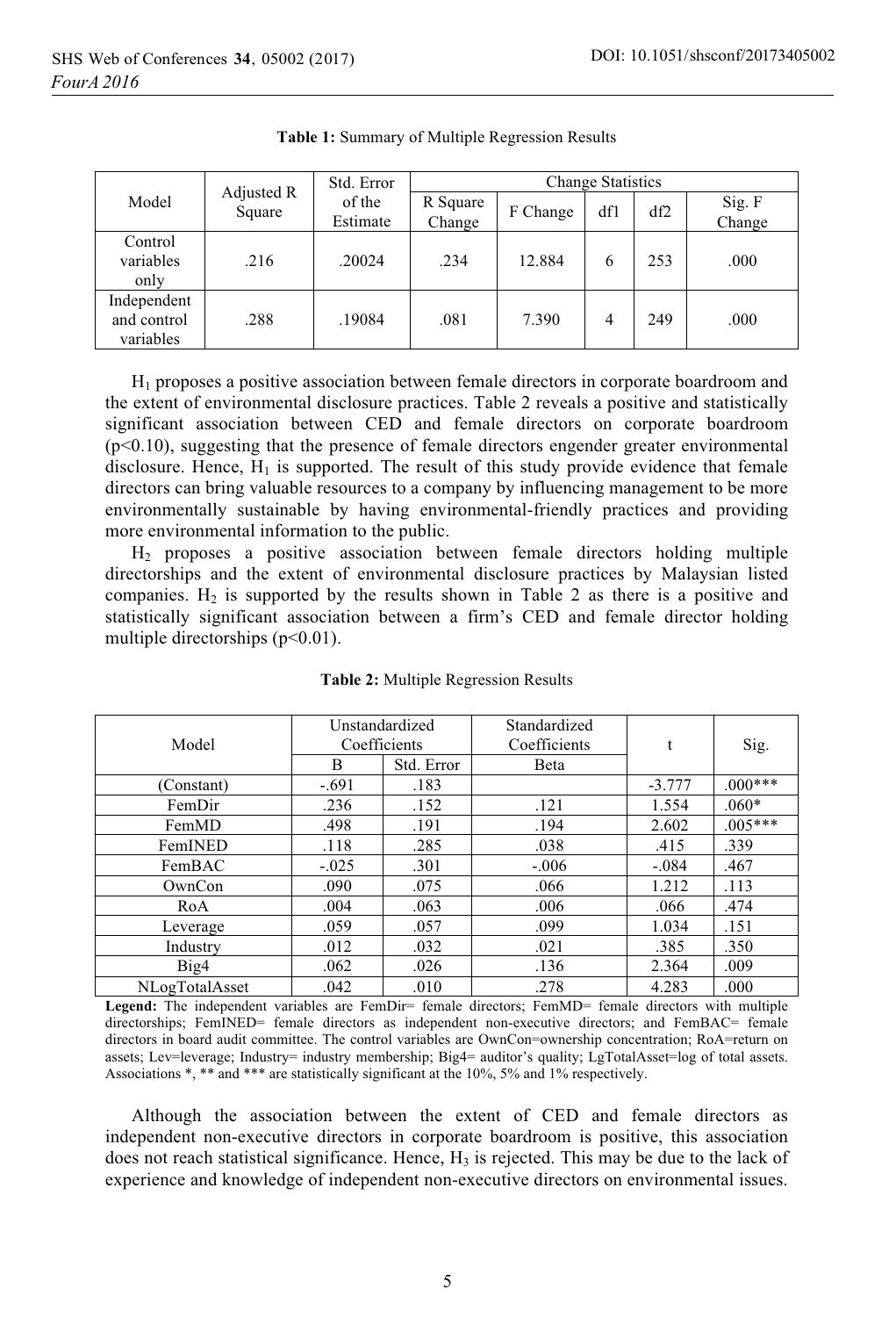**Table 1:** Summary of Multiple Regression Results

| Model | Adjusted R Square | Std. Error of the Estimate | Change Statistics | | | | |
|---|---|---|---|---|---|---|---|
| | | | R Square Change | F Change | df1 | df2 | Sig. F Change |
| Control variables only | .216 | .20024 | .234 | 12.884 | 6 | 253 | .000 |
| Independent and control variables | .288 | .19084 | .081 | 7.390 | 4 | 249 | .000 |

$H_1$ proposes a positive association between female directors in corporate boardroom and the extent of environmental disclosure practices. Table 2 reveals a positive and statistically significant association between CED and female directors on corporate boardroom ($p<0.10$), suggesting that the presence of female directors engender greater environmental disclosure. Hence, $H_1$ is supported. The result of this study provide evidence that female directors can bring valuable resources to a company by influencing management to be more environmentally sustainable by having environmental-friendly practices and providing more environmental information to the public.

$H_2$ proposes a positive association between female directors holding multiple directorships and the extent of environmental disclosure practices by Malaysian listed companies. $H_2$ is supported by the results shown in Table 2 as there is a positive and statistically significant association between a firm's CED and female director holding multiple directorships ($p<0.01$).

**Table 2:** Multiple Regression Results

| Model | Unstandardized Coefficients | | Standardized Coefficients | t | Sig. |
|---|---|---|---|---|---|
| | B | Std. Error | Beta | | |
| (Constant) | -.691 | .183 | | -3.777 | .000*** |
| FemDir | .236 | .152 | .121 | 1.554 | .060* |
| FemMD | .498 | .191 | .194 | 2.602 | .005*** |
| FemINED | .118 | .285 | .038 | .415 | .339 |
| FemBAC | -.025 | .301 | -.006 | -.084 | .467 |
| OwnCon | .090 | .075 | .066 | 1.212 | .113 |
| RoA | .004 | .063 | .006 | .066 | .474 |
| Leverage | .059 | .057 | .099 | 1.034 | .151 |
| Industry | .012 | .032 | .021 | .385 | .350 |
| Big4 | .062 | .026 | .136 | 2.364 | .009 |
| NLogTotalAsset | .042 | .010 | .278 | 4.283 | .000 |

**Legend:** The independent variables are FemDir= female directors; FemMD= female directors with multiple directorships; FemINED= female directors as independent non-executive directors; and FemBAC= female directors in board audit committee. The control variables are OwnCon=ownership concentration; RoA=return on assets; Lev=leverage; Industry= industry membership; Big4= auditor's quality; LgTotalAsset=log of total assets. Associations *, ** and *** are statistically significant at the 10%, 5% and 1% respectively.

Although the association between the extent of CED and female directors as independent non-executive directors in corporate boardroom is positive, this association does not reach statistical significance. Hence, $H_3$ is rejected. This may be due to the lack of experience and knowledge of independent non-executive directors on environmental issues.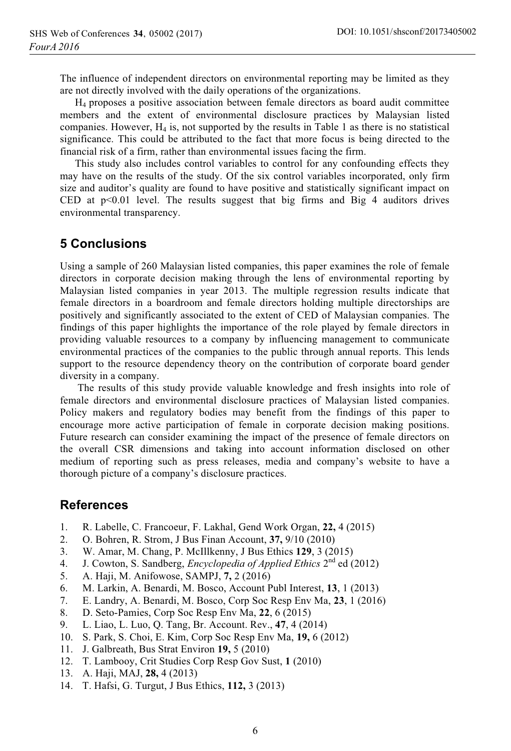The influence of independent directors on environmental reporting may be limited as they are not directly involved with the daily operations of the organizations.

$H_4$ proposes a positive association between female directors as board audit committee members and the extent of environmental disclosure practices by Malaysian listed companies. However, $H_4$ is, not supported by the results in Table 1 as there is no statistical significance. This could be attributed to the fact that more focus is being directed to the financial risk of a firm, rather than environmental issues facing the firm.

This study also includes control variables to control for any confounding effects they may have on the results of the study. Of the six control variables incorporated, only firm size and auditor's quality are found to have positive and statistically significant impact on CED at $p<0.01$ level. The results suggest that big firms and Big 4 auditors drives environmental transparency.

## 5 Conclusions

Using a sample of 260 Malaysian listed companies, this paper examines the role of female directors in corporate decision making through the lens of environmental reporting by Malaysian listed companies in year 2013. The multiple regression results indicate that female directors in a boardroom and female directors holding multiple directorships are positively and significantly associated to the extent of CED of Malaysian companies. The findings of this paper highlights the importance of the role played by female directors in providing valuable resources to a company by influencing management to communicate environmental practices of the companies to the public through annual reports. This lends support to the resource dependency theory on the contribution of corporate board gender diversity in a company.

The results of this study provide valuable knowledge and fresh insights into role of female directors and environmental disclosure practices of Malaysian listed companies. Policy makers and regulatory bodies may benefit from the findings of this paper to encourage more active participation of female in corporate decision making positions. Future research can consider examining the impact of the presence of female directors on the overall CSR dimensions and taking into account information disclosed on other medium of reporting such as press releases, media and company's website to have a thorough picture of a company's disclosure practices.

## References

1. R. Labelle, C. Francoeur, F. Lakhal, Gend Work Organ, **22,** 4 (2015)
2. O. Bohren, R. Strom, J Bus Finan Account, **37,** 9/10 (2010)
3. W. Amar, M. Chang, P. McIllkenny, J Bus Ethics **129**, 3 (2015)
4. J. Cowton, S. Sandberg, *Encyclopedia of Applied Ethics* 2nd ed (2012)
5. A. Haji, M. Anifowose, SAMPJ, **7,** 2 (2016)
6. M. Larkin, A. Benardi, M. Bosco, Account Publ Interest, **13**, 1 (2013)
7. E. Landry, A. Benardi, M. Bosco, Corp Soc Resp Env Ma, **23**, 1 (2016)
8. D. Seto-Pamies, Corp Soc Resp Env Ma, **22**, 6 (2015)
9. L. Liao, L. Luo, Q. Tang, Br. Account. Rev., **47**, 4 (2014)
10. S. Park, S. Choi, E. Kim, Corp Soc Resp Env Ma, **19,** 6 (2012)
11. J. Galbreath, Bus Strat Environ **19,** 5 (2010)
12. T. Lambooy, Crit Studies Corp Resp Gov Sust, **1** (2010)
13. A. Haji, MAJ, **28,** 4 (2013)
14. T. Hafsi, G. Turgut, J Bus Ethics, **112,** 3 (2013)